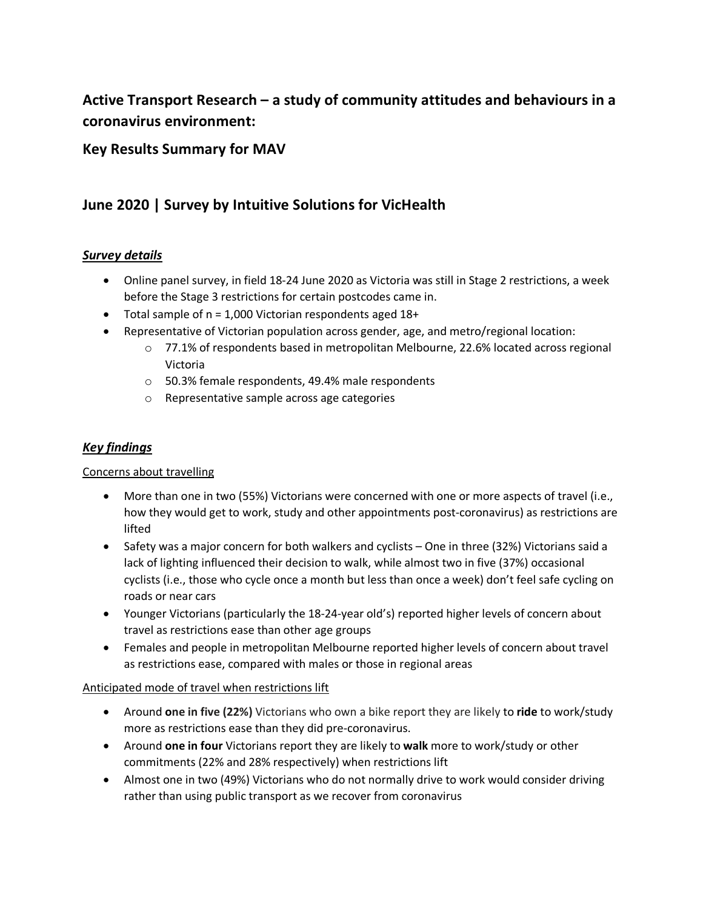## Active Transport Research – a study of community attitudes and behaviours in a coronavirus environment:

## Key Results Summary for MAV

## June 2020 | Survey by Intuitive Solutions for VicHealth

### ***Survey details***

- Online panel survey, in field 18-24 June 2020 as Victoria was still in Stage 2 restrictions, a week before the Stage 3 restrictions for certain postcodes came in.
- Total sample of n = 1,000 Victorian respondents aged 18+
- Representative of Victorian population across gender, age, and metro/regional location:
  - 77.1% of respondents based in metropolitan Melbourne, 22.6% located across regional Victoria
  - 50.3% female respondents, 49.4% male respondents
  - Representative sample across age categories

### ***Key findings***

Concerns about travelling

- More than one in two (55%) Victorians were concerned with one or more aspects of travel (i.e., how they would get to work, study and other appointments post-coronavirus) as restrictions are lifted
- Safety was a major concern for both walkers and cyclists – One in three (32%) Victorians said a lack of lighting influenced their decision to walk, while almost two in five (37%) occasional cyclists (i.e., those who cycle once a month but less than once a week) don't feel safe cycling on roads or near cars
- Younger Victorians (particularly the 18-24-year old's) reported higher levels of concern about travel as restrictions ease than other age groups
- Females and people in metropolitan Melbourne reported higher levels of concern about travel as restrictions ease, compared with males or those in regional areas

Anticipated mode of travel when restrictions lift

- Around **one in five (22%)** Victorians who own a bike report they are likely to **ride** to work/study more as restrictions ease than they did pre-coronavirus.
- Around **one in four** Victorians report they are likely to **walk** more to work/study or other commitments (22% and 28% respectively) when restrictions lift
- Almost one in two (49%) Victorians who do not normally drive to work would consider driving rather than using public transport as we recover from coronavirus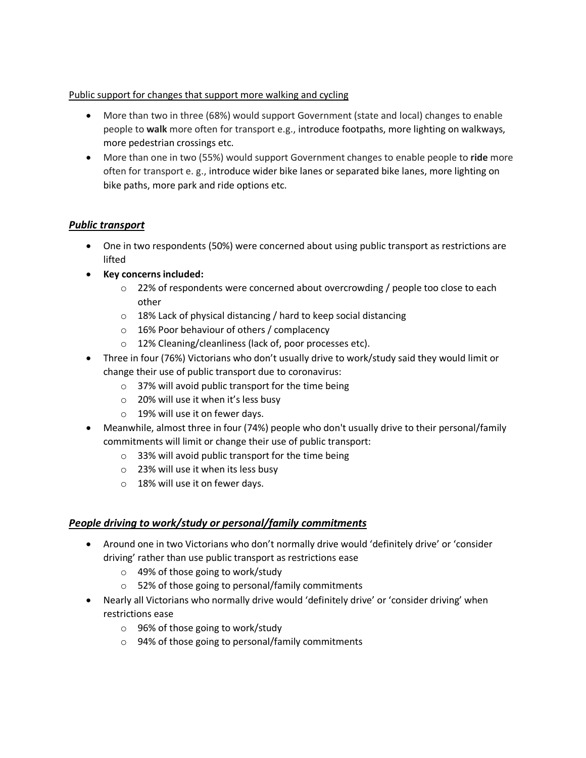<u>Public support for changes that support more walking and cycling</u>

- More than two in three (68%) would support Government (state and local) changes to enable people to **walk** more often for transport e.g., introduce footpaths, more lighting on walkways, more pedestrian crossings etc.
- More than one in two (55%) would support Government changes to enable people to **ride** more often for transport e. g., introduce wider bike lanes or separated bike lanes, more lighting on bike paths, more park and ride options etc.

### ***<u>Public transport</u>***

- One in two respondents (50%) were concerned about using public transport as restrictions are lifted
- **Key concerns included:**
  - 22% of respondents were concerned about overcrowding / people too close to each other
  - 18% Lack of physical distancing / hard to keep social distancing
  - 16% Poor behaviour of others / complacency
  - 12% Cleaning/cleanliness (lack of, poor processes etc).
- Three in four (76%) Victorians who don't usually drive to work/study said they would limit or change their use of public transport due to coronavirus:
  - 37% will avoid public transport for the time being
  - 20% will use it when it's less busy
  - 19% will use it on fewer days.
- Meanwhile, almost three in four (74%) people who don't usually drive to their personal/family commitments will limit or change their use of public transport:
  - 33% will avoid public transport for the time being
  - 23% will use it when its less busy
  - 18% will use it on fewer days.

### ***<u>People driving to work/study or personal/family commitments</u>***

- Around one in two Victorians who don't normally drive would 'definitely drive' or 'consider driving' rather than use public transport as restrictions ease
  - 49% of those going to work/study
  - 52% of those going to personal/family commitments
- Nearly all Victorians who normally drive would 'definitely drive' or 'consider driving' when restrictions ease
  - 96% of those going to work/study
  - 94% of those going to personal/family commitments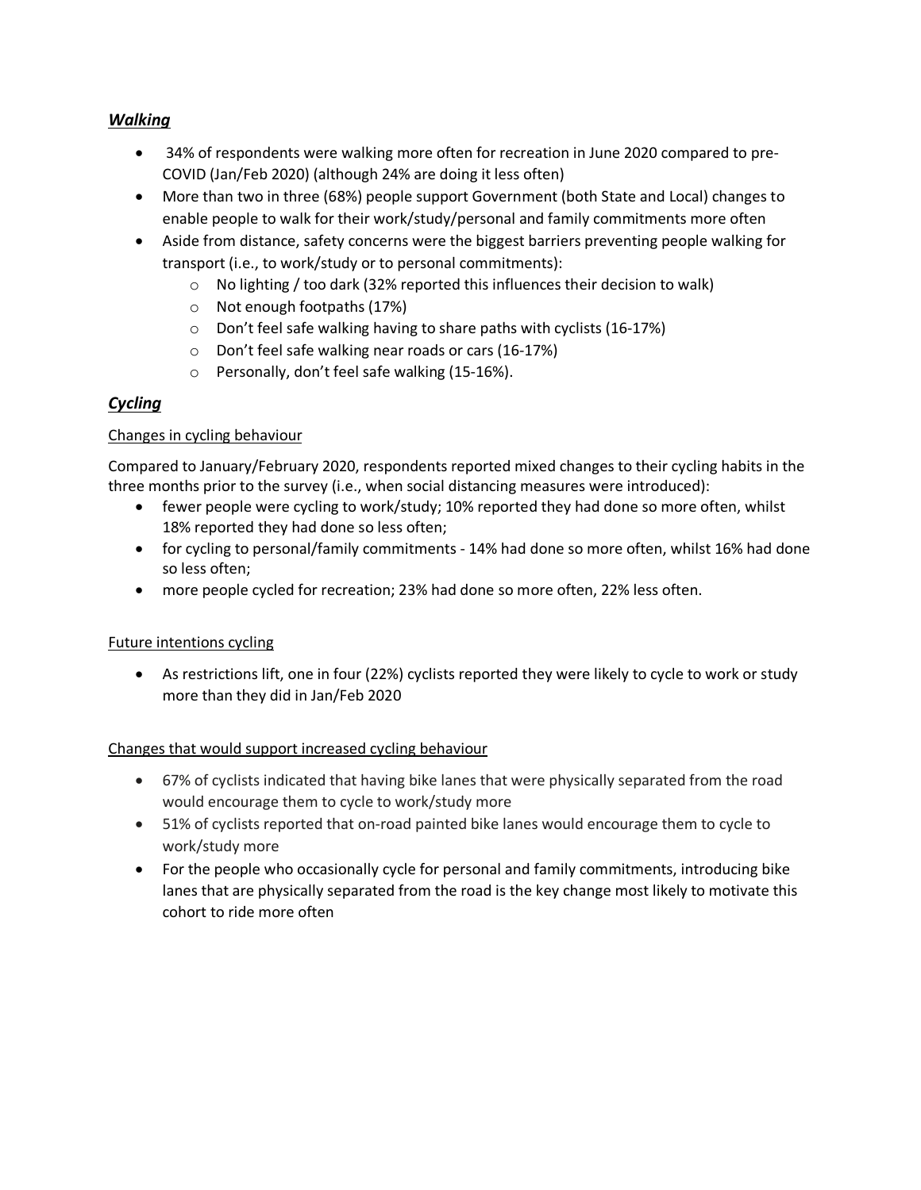## ***Walking***

- 34% of respondents were walking more often for recreation in June 2020 compared to pre-COVID (Jan/Feb 2020) (although 24% are doing it less often)
- More than two in three (68%) people support Government (both State and Local) changes to enable people to walk for their work/study/personal and family commitments more often
- Aside from distance, safety concerns were the biggest barriers preventing people walking for transport (i.e., to work/study or to personal commitments):
  - No lighting / too dark (32% reported this influences their decision to walk)
  - Not enough footpaths (17%)
  - Don't feel safe walking having to share paths with cyclists (16-17%)
  - Don't feel safe walking near roads or cars (16-17%)
  - Personally, don't feel safe walking (15-16%).

## ***Cycling***

### Changes in cycling behaviour

Compared to January/February 2020, respondents reported mixed changes to their cycling habits in the three months prior to the survey (i.e., when social distancing measures were introduced):

- fewer people were cycling to work/study; 10% reported they had done so more often, whilst 18% reported they had done so less often;
- for cycling to personal/family commitments - 14% had done so more often, whilst 16% had done so less often;
- more people cycled for recreation; 23% had done so more often, 22% less often.

### Future intentions cycling

- As restrictions lift, one in four (22%) cyclists reported they were likely to cycle to work or study more than they did in Jan/Feb 2020

### Changes that would support increased cycling behaviour

- 67% of cyclists indicated that having bike lanes that were physically separated from the road would encourage them to cycle to work/study more
- 51% of cyclists reported that on-road painted bike lanes would encourage them to cycle to work/study more
- For the people who occasionally cycle for personal and family commitments, introducing bike lanes that are physically separated from the road is the key change most likely to motivate this cohort to ride more often